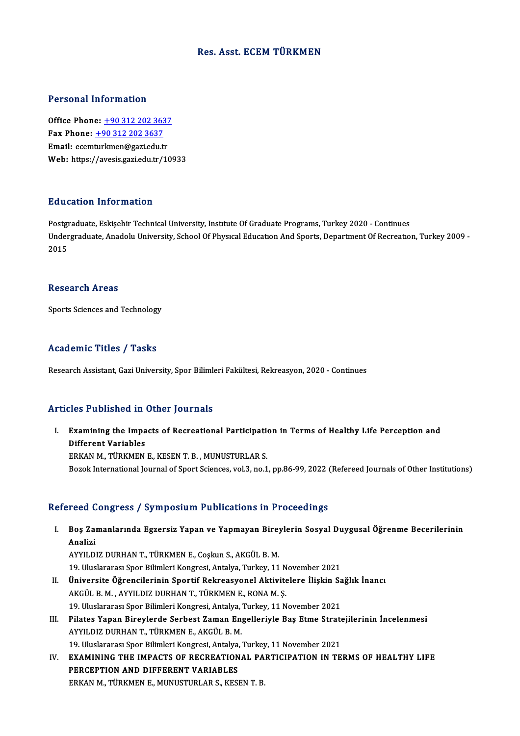# Res. Asst. ECEM TÜRKMEN

## Personal Information

**Office Phone:** +90 312 202 3637
**Fax Phone:** +90 312 202 3637
**Email:** ecemturkmen@gazi.edu.tr
**Web:** https://avesis.gazi.edu.tr/10933

## Education Information

Postgraduate, Eskişehir Technical University, Institute Of Graduate Programs, Turkey 2020 - Continues
Undergraduate, Anadolu University, School Of Physıcal Educatıon And Sports, Department Of Recreatıon, Turkey 2009 - 2015

## Research Areas

Sports Sciences and Technology

## Academic Titles / Tasks

Research Assistant, Gazi University, Spor Bilimleri Fakültesi, Rekreasyon, 2020 - Continues

## Articles Published in Other Journals

I. **Examining the Impacts of Recreational Participation in Terms of Healthy Life Perception and Different Variables**
ERKAN M., TÜRKMEN E., KESEN T. B. , MUNUSTURLAR S.
Bozok International Journal of Sport Sciences, vol.3, no.1, pp.86-99, 2022 (Refereed Journals of Other Institutions)

## Refereed Congress / Symposium Publications in Proceedings

I. **Boş Zamanlarında Egzersiz Yapan ve Yapmayan Bireylerin Sosyal Duygusal Öğrenme Becerilerinin Analizi**
AYYILDIZ DURHAN T., TÜRKMEN E., Coşkun S., AKGÜL B. M.
19. Uluslararası Spor Bilimleri Kongresi, Antalya, Turkey, 11 November 2021

II. **Üniversite Öğrencilerinin Sportif Rekreasyonel Aktivitelere İlişkin Sağlık İnancı**
AKGÜL B. M. , AYYILDIZ DURHAN T., TÜRKMEN E., RONA M. Ş.
19. Uluslararası Spor Bilimleri Kongresi, Antalya, Turkey, 11 November 2021

III. **Pilates Yapan Bireylerde Serbest Zaman Engelleriyle Baş Etme Stratejilerinin İncelenmesi**
AYYILDIZ DURHAN T., TÜRKMEN E., AKGÜL B. M.
19. Uluslararası Spor Bilimleri Kongresi, Antalya, Turkey, 11 November 2021

IV. **EXAMINING THE IMPACTS OF RECREATIONAL PARTICIPATION IN TERMS OF HEALTHY LIFE PERCEPTION AND DIFFERENT VARIABLES**
ERKAN M., TÜRKMEN E., MUNUSTURLAR S., KESEN T. B.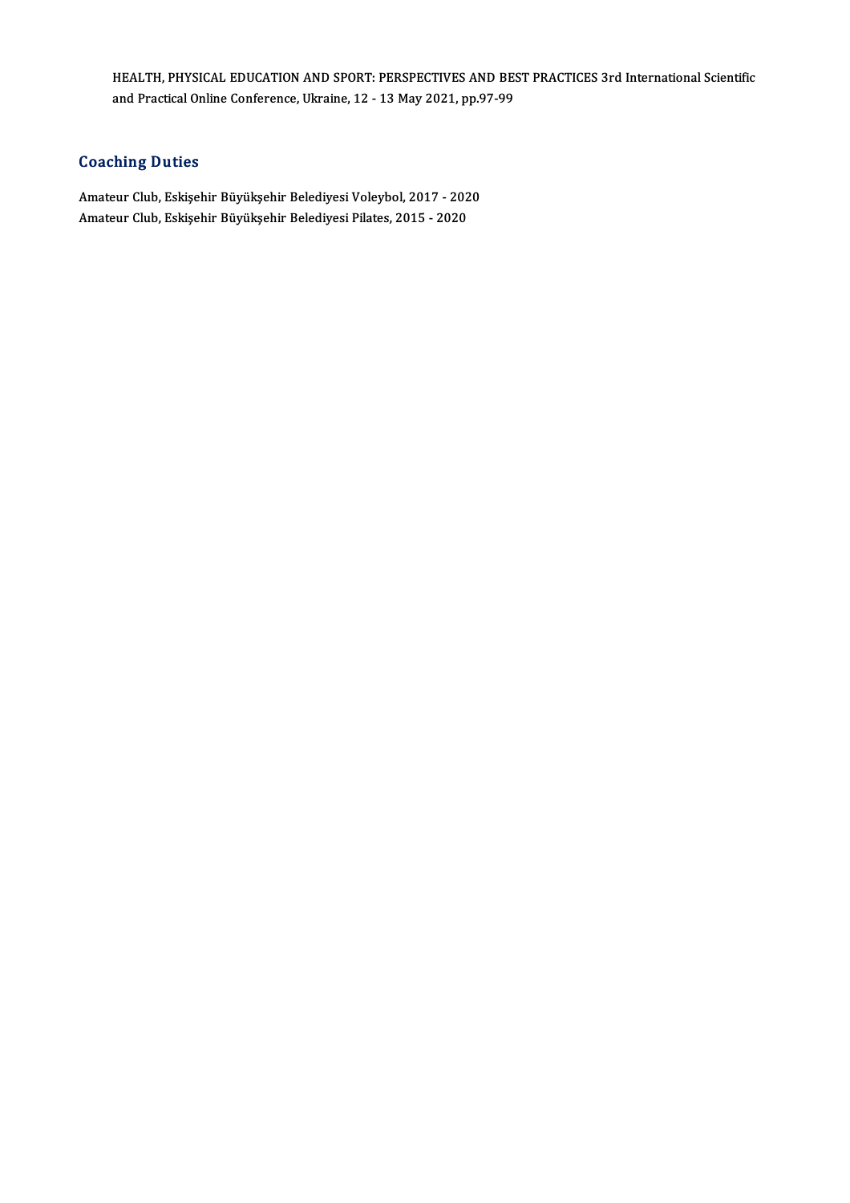HEALTH, PHYSICAL EDUCATION AND SPORT: PERSPECTIVES AND BEST PRACTICES 3rd International Scientific and Practical Online Conference, Ukraine, 12 - 13 May 2021, pp.97-99

## Coaching Duties

Amateur Club, Eskişehir Büyükşehir Belediyesi Voleybol, 2017 - 2020
Amateur Club, Eskişehir Büyükşehir Belediyesi Pilates, 2015 - 2020